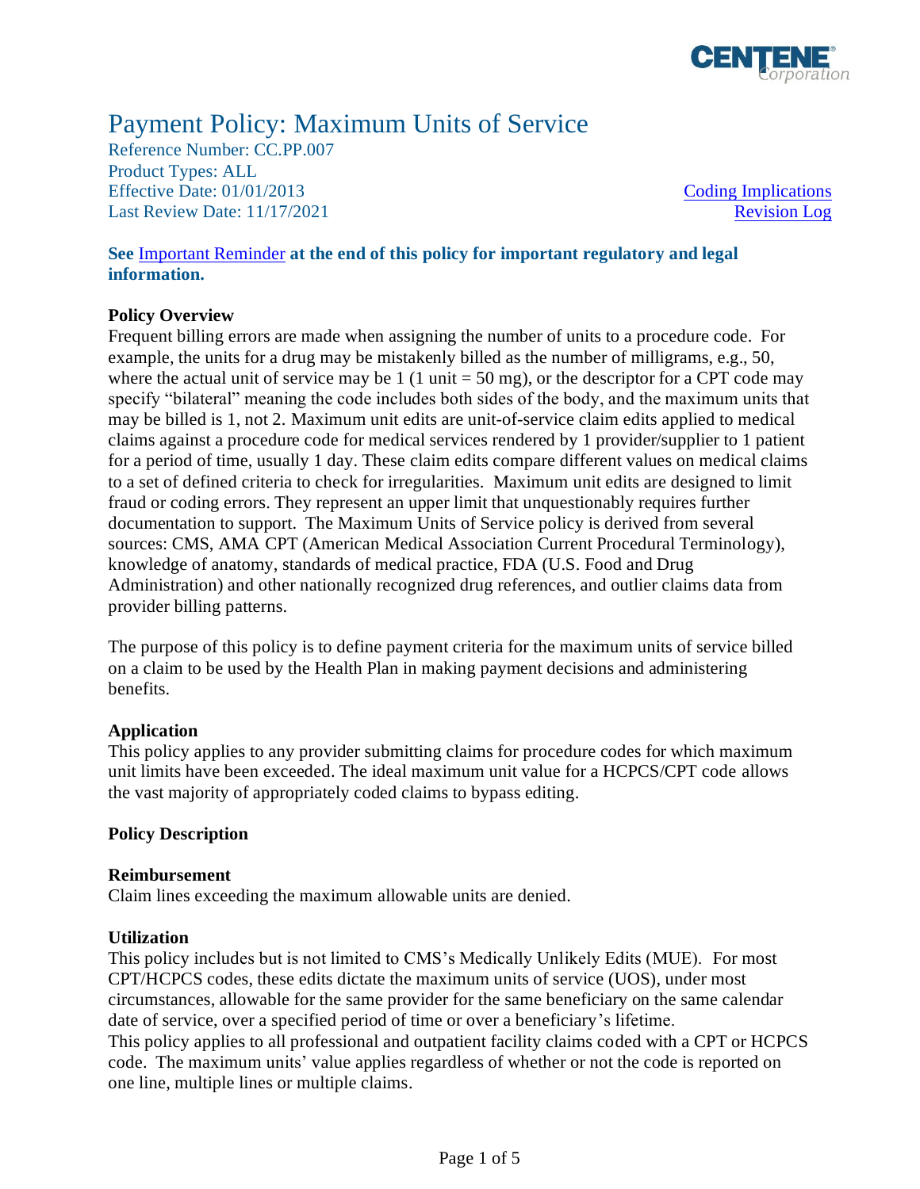# Payment Policy: Maximum Units of Service

Reference Number: CC.PP.007
Product Types: ALL
Effective Date: 01/01/2013
Last Review Date: 11/17/2021

Coding Implications
Revision Log

**See Important Reminder at the end of this policy for important regulatory and legal information.**

**Policy Overview**

Frequent billing errors are made when assigning the number of units to a procedure code. For example, the units for a drug may be mistakenly billed as the number of milligrams, e.g., 50, where the actual unit of service may be 1 (1 unit = 50 mg), or the descriptor for a CPT code may specify "bilateral" meaning the code includes both sides of the body, and the maximum units that may be billed is 1, not 2. Maximum unit edits are unit-of-service claim edits applied to medical claims against a procedure code for medical services rendered by 1 provider/supplier to 1 patient for a period of time, usually 1 day. These claim edits compare different values on medical claims to a set of defined criteria to check for irregularities. Maximum unit edits are designed to limit fraud or coding errors. They represent an upper limit that unquestionably requires further documentation to support. The Maximum Units of Service policy is derived from several sources: CMS, AMA CPT (American Medical Association Current Procedural Terminology), knowledge of anatomy, standards of medical practice, FDA (U.S. Food and Drug Administration) and other nationally recognized drug references, and outlier claims data from provider billing patterns.

The purpose of this policy is to define payment criteria for the maximum units of service billed on a claim to be used by the Health Plan in making payment decisions and administering benefits.

**Application**

This policy applies to any provider submitting claims for procedure codes for which maximum unit limits have been exceeded. The ideal maximum unit value for a HCPCS/CPT code allows the vast majority of appropriately coded claims to bypass editing.

**Policy Description**

**Reimbursement**

Claim lines exceeding the maximum allowable units are denied.

**Utilization**

This policy includes but is not limited to CMS's Medically Unlikely Edits (MUE). For most CPT/HCPCS codes, these edits dictate the maximum units of service (UOS), under most circumstances, allowable for the same provider for the same beneficiary on the same calendar date of service, over a specified period of time or over a beneficiary's lifetime.

This policy applies to all professional and outpatient facility claims coded with a CPT or HCPCS code. The maximum units' value applies regardless of whether or not the code is reported on one line, multiple lines or multiple claims.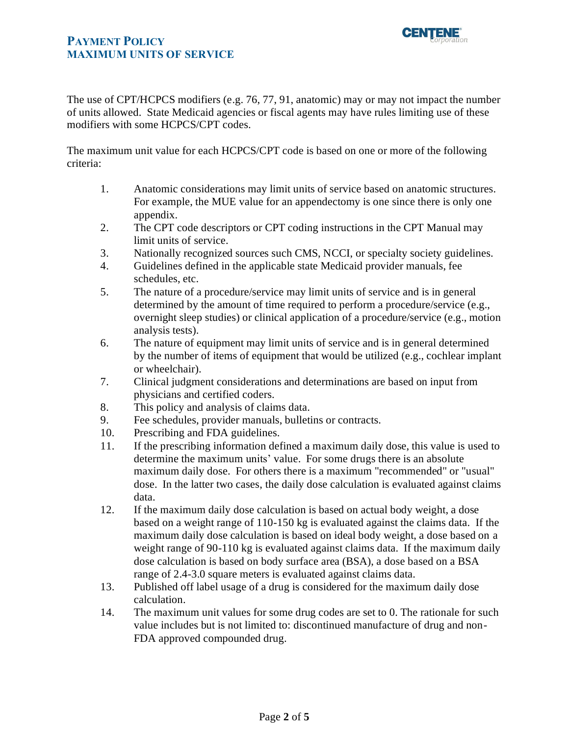The use of CPT/HCPCS modifiers (e.g. 76, 77, 91, anatomic) may or may not impact the number of units allowed. State Medicaid agencies or fiscal agents may have rules limiting use of these modifiers with some HCPCS/CPT codes.

The maximum unit value for each HCPCS/CPT code is based on one or more of the following criteria:

1. Anatomic considerations may limit units of service based on anatomic structures. For example, the MUE value for an appendectomy is one since there is only one appendix.
2. The CPT code descriptors or CPT coding instructions in the CPT Manual may limit units of service.
3. Nationally recognized sources such CMS, NCCI, or specialty society guidelines.
4. Guidelines defined in the applicable state Medicaid provider manuals, fee schedules, etc.
5. The nature of a procedure/service may limit units of service and is in general determined by the amount of time required to perform a procedure/service (e.g., overnight sleep studies) or clinical application of a procedure/service (e.g., motion analysis tests).
6. The nature of equipment may limit units of service and is in general determined by the number of items of equipment that would be utilized (e.g., cochlear implant or wheelchair).
7. Clinical judgment considerations and determinations are based on input from physicians and certified coders.
8. This policy and analysis of claims data.
9. Fee schedules, provider manuals, bulletins or contracts.
10. Prescribing and FDA guidelines.
11. If the prescribing information defined a maximum daily dose, this value is used to determine the maximum units' value. For some drugs there is an absolute maximum daily dose. For others there is a maximum "recommended" or "usual" dose. In the latter two cases, the daily dose calculation is evaluated against claims data.
12. If the maximum daily dose calculation is based on actual body weight, a dose based on a weight range of 110-150 kg is evaluated against the claims data. If the maximum daily dose calculation is based on ideal body weight, a dose based on a weight range of 90-110 kg is evaluated against claims data. If the maximum daily dose calculation is based on body surface area (BSA), a dose based on a BSA range of 2.4-3.0 square meters is evaluated against claims data.
13. Published off label usage of a drug is considered for the maximum daily dose calculation.
14. The maximum unit values for some drug codes are set to 0. The rationale for such value includes but is not limited to: discontinued manufacture of drug and non-FDA approved compounded drug.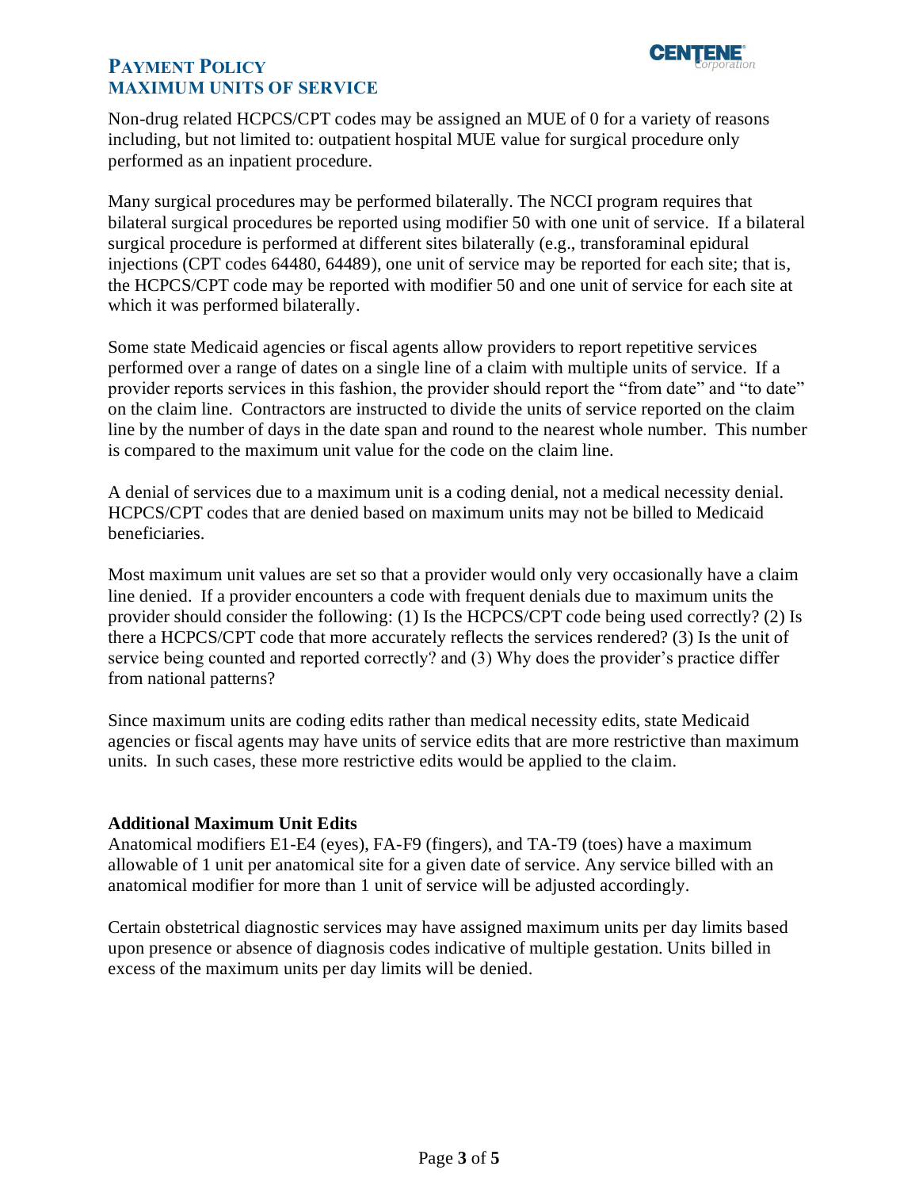Non-drug related HCPCS/CPT codes may be assigned an MUE of 0 for a variety of reasons including, but not limited to: outpatient hospital MUE value for surgical procedure only performed as an inpatient procedure.

Many surgical procedures may be performed bilaterally. The NCCI program requires that bilateral surgical procedures be reported using modifier 50 with one unit of service. If a bilateral surgical procedure is performed at different sites bilaterally (e.g., transforaminal epidural injections (CPT codes 64480, 64489), one unit of service may be reported for each site; that is, the HCPCS/CPT code may be reported with modifier 50 and one unit of service for each site at which it was performed bilaterally.

Some state Medicaid agencies or fiscal agents allow providers to report repetitive services performed over a range of dates on a single line of a claim with multiple units of service. If a provider reports services in this fashion, the provider should report the "from date" and "to date" on the claim line. Contractors are instructed to divide the units of service reported on the claim line by the number of days in the date span and round to the nearest whole number. This number is compared to the maximum unit value for the code on the claim line.

A denial of services due to a maximum unit is a coding denial, not a medical necessity denial. HCPCS/CPT codes that are denied based on maximum units may not be billed to Medicaid beneficiaries.

Most maximum unit values are set so that a provider would only very occasionally have a claim line denied. If a provider encounters a code with frequent denials due to maximum units the provider should consider the following: (1) Is the HCPCS/CPT code being used correctly? (2) Is there a HCPCS/CPT code that more accurately reflects the services rendered? (3) Is the unit of service being counted and reported correctly? and (3) Why does the provider's practice differ from national patterns?

Since maximum units are coding edits rather than medical necessity edits, state Medicaid agencies or fiscal agents may have units of service edits that are more restrictive than maximum units. In such cases, these more restrictive edits would be applied to the claim.

**Additional Maximum Unit Edits**

Anatomical modifiers E1-E4 (eyes), FA-F9 (fingers), and TA-T9 (toes) have a maximum allowable of 1 unit per anatomical site for a given date of service. Any service billed with an anatomical modifier for more than 1 unit of service will be adjusted accordingly.

Certain obstetrical diagnostic services may have assigned maximum units per day limits based upon presence or absence of diagnosis codes indicative of multiple gestation. Units billed in excess of the maximum units per day limits will be denied.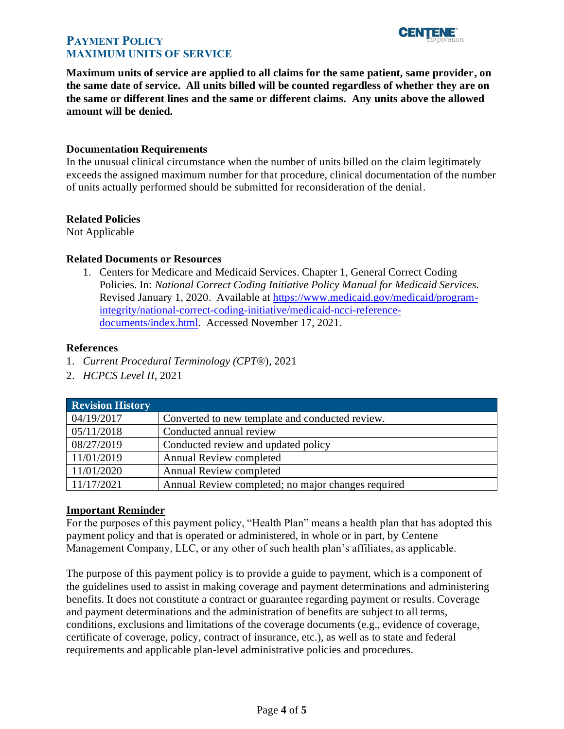**Maximum units of service are applied to all claims for the same patient, same provider, on the same date of service. All units billed will be counted regardless of whether they are on the same or different lines and the same or different claims. Any units above the allowed amount will be denied.**

### Documentation Requirements

In the unusual clinical circumstance when the number of units billed on the claim legitimately exceeds the assigned maximum number for that procedure, clinical documentation of the number of units actually performed should be submitted for reconsideration of the denial.

### Related Policies

Not Applicable

### Related Documents or Resources

1. Centers for Medicare and Medicaid Services. Chapter 1, General Correct Coding Policies. In: *National Correct Coding Initiative Policy Manual for Medicaid Services.* Revised January 1, 2020. Available at [https://www.medicaid.gov/medicaid/program-integrity/national-correct-coding-initiative/medicaid-ncci-reference-documents/index.html](https://www.medicaid.gov/medicaid/program-integrity/national-correct-coding-initiative/medicaid-ncci-reference-documents/index.html). Accessed November 17, 2021.

### References

1. *Current Procedural Terminology (CPT®)*, 2021
2. *HCPCS Level II*, 2021

| Revision History | |
|---|---|
| 04/19/2017 | Converted to new template and conducted review. |
| 05/11/2018 | Conducted annual review |
| 08/27/2019 | Conducted review and updated policy |
| 11/01/2019 | Annual Review completed |
| 11/01/2020 | Annual Review completed |
| 11/17/2021 | Annual Review completed; no major changes required |

### Important Reminder

For the purposes of this payment policy, "Health Plan" means a health plan that has adopted this payment policy and that is operated or administered, in whole or in part, by Centene Management Company, LLC, or any other of such health plan's affiliates, as applicable.

The purpose of this payment policy is to provide a guide to payment, which is a component of the guidelines used to assist in making coverage and payment determinations and administering benefits. It does not constitute a contract or guarantee regarding payment or results. Coverage and payment determinations and the administration of benefits are subject to all terms, conditions, exclusions and limitations of the coverage documents (e.g., evidence of coverage, certificate of coverage, policy, contract of insurance, etc.), as well as to state and federal requirements and applicable plan-level administrative policies and procedures.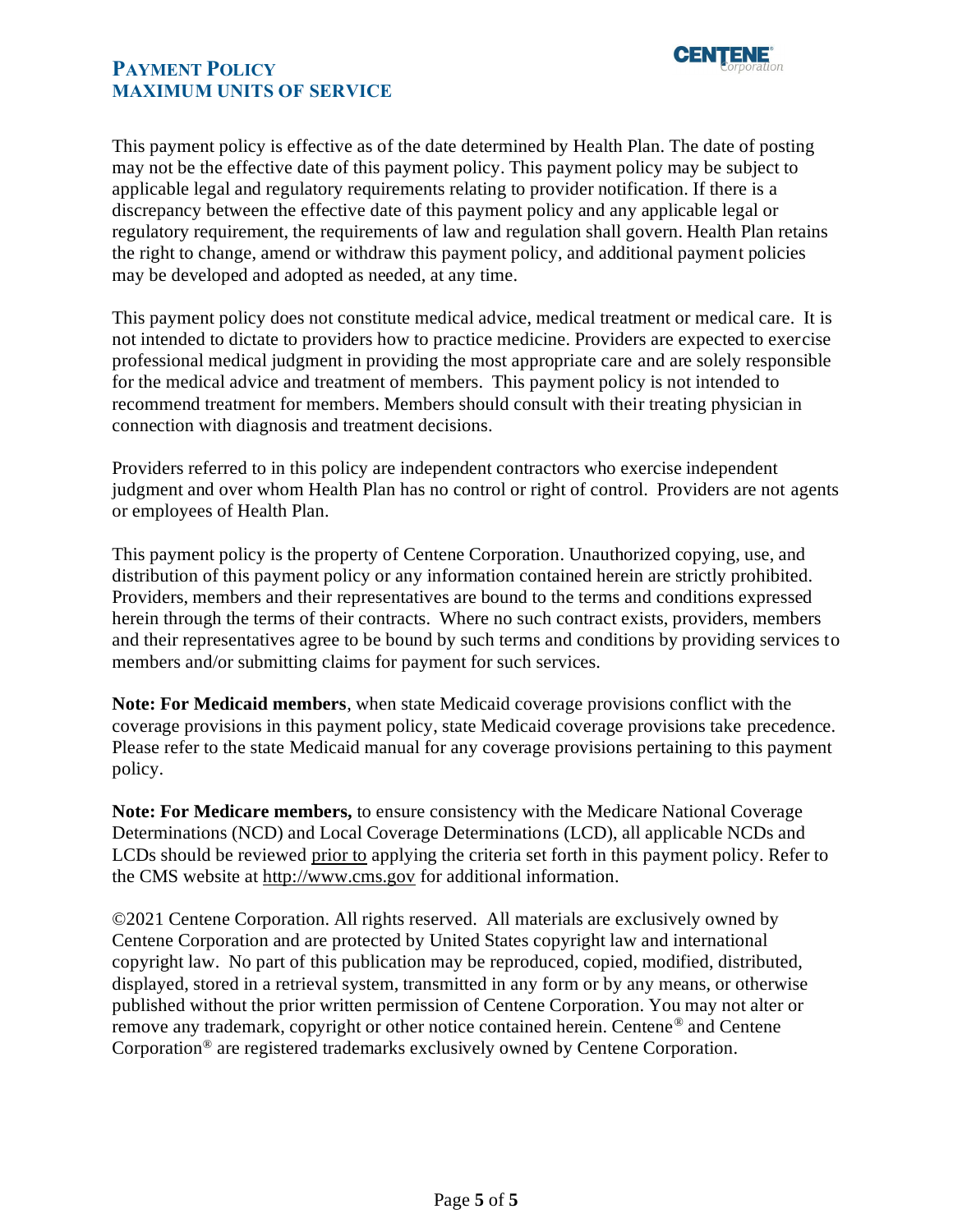This payment policy is effective as of the date determined by Health Plan. The date of posting may not be the effective date of this payment policy. This payment policy may be subject to applicable legal and regulatory requirements relating to provider notification. If there is a discrepancy between the effective date of this payment policy and any applicable legal or regulatory requirement, the requirements of law and regulation shall govern. Health Plan retains the right to change, amend or withdraw this payment policy, and additional payment policies may be developed and adopted as needed, at any time.

This payment policy does not constitute medical advice, medical treatment or medical care. It is not intended to dictate to providers how to practice medicine. Providers are expected to exercise professional medical judgment in providing the most appropriate care and are solely responsible for the medical advice and treatment of members. This payment policy is not intended to recommend treatment for members. Members should consult with their treating physician in connection with diagnosis and treatment decisions.

Providers referred to in this policy are independent contractors who exercise independent judgment and over whom Health Plan has no control or right of control. Providers are not agents or employees of Health Plan.

This payment policy is the property of Centene Corporation. Unauthorized copying, use, and distribution of this payment policy or any information contained herein are strictly prohibited. Providers, members and their representatives are bound to the terms and conditions expressed herein through the terms of their contracts. Where no such contract exists, providers, members and their representatives agree to be bound by such terms and conditions by providing services to members and/or submitting claims for payment for such services.

**Note: For Medicaid members**, when state Medicaid coverage provisions conflict with the coverage provisions in this payment policy, state Medicaid coverage provisions take precedence. Please refer to the state Medicaid manual for any coverage provisions pertaining to this payment policy.

**Note: For Medicare members,** to ensure consistency with the Medicare National Coverage Determinations (NCD) and Local Coverage Determinations (LCD), all applicable NCDs and LCDs should be reviewed prior to applying the criteria set forth in this payment policy. Refer to the CMS website at http://www.cms.gov for additional information.

©2021 Centene Corporation. All rights reserved. All materials are exclusively owned by Centene Corporation and are protected by United States copyright law and international copyright law. No part of this publication may be reproduced, copied, modified, distributed, displayed, stored in a retrieval system, transmitted in any form or by any means, or otherwise published without the prior written permission of Centene Corporation. You may not alter or remove any trademark, copyright or other notice contained herein. Centene® and Centene Corporation® are registered trademarks exclusively owned by Centene Corporation.